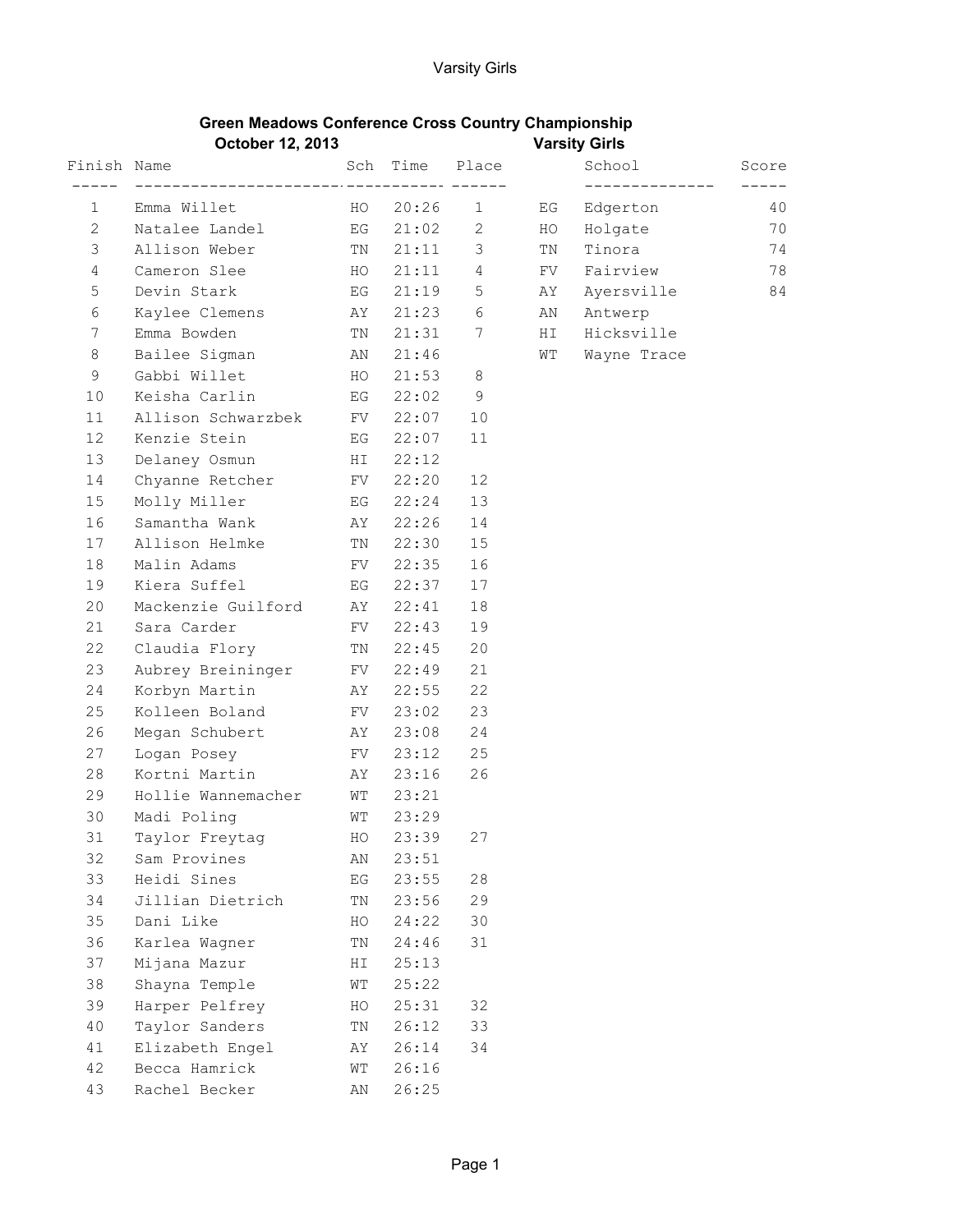## Green Meadows Conference Cross Country Championship

**October 12, 2013** **Varsity Girls**

| Finish | Name | Sch | Time | Place |
|---|---|---|---|---|
| 1 | Emma Willet | HO | 20:26 | 1 |
| 2 | Natalee Landel | EG | 21:02 | 2 |
| 3 | Allison Weber | TN | 21:11 | 3 |
| 4 | Cameron Slee | HO | 21:11 | 4 |
| 5 | Devin Stark | EG | 21:19 | 5 |
| 6 | Kaylee Clemens | AY | 21:23 | 6 |
| 7 | Emma Bowden | TN | 21:31 | 7 |
| 8 | Bailee Sigman | AN | 21:46 | |
| 9 | Gabbi Willet | HO | 21:53 | 8 |
| 10 | Keisha Carlin | EG | 22:02 | 9 |
| 11 | Allison Schwarzbek | FV | 22:07 | 10 |
| 12 | Kenzie Stein | EG | 22:07 | 11 |
| 13 | Delaney Osmun | HI | 22:12 | |
| 14 | Chyanne Retcher | FV | 22:20 | 12 |
| 15 | Molly Miller | EG | 22:24 | 13 |
| 16 | Samantha Wank | AY | 22:26 | 14 |
| 17 | Allison Helmke | TN | 22:30 | 15 |
| 18 | Malin Adams | FV | 22:35 | 16 |
| 19 | Kiera Suffel | EG | 22:37 | 17 |
| 20 | Mackenzie Guilford | AY | 22:41 | 18 |
| 21 | Sara Carder | FV | 22:43 | 19 |
| 22 | Claudia Flory | TN | 22:45 | 20 |
| 23 | Aubrey Breininger | FV | 22:49 | 21 |
| 24 | Korbyn Martin | AY | 22:55 | 22 |
| 25 | Kolleen Boland | FV | 23:02 | 23 |
| 26 | Megan Schubert | AY | 23:08 | 24 |
| 27 | Logan Posey | FV | 23:12 | 25 |
| 28 | Kortni Martin | AY | 23:16 | 26 |
| 29 | Hollie Wannemacher | WT | 23:21 | |
| 30 | Madi Poling | WT | 23:29 | |
| 31 | Taylor Freytag | HO | 23:39 | 27 |
| 32 | Sam Provines | AN | 23:51 | |
| 33 | Heidi Sines | EG | 23:55 | 28 |
| 34 | Jillian Dietrich | TN | 23:56 | 29 |
| 35 | Dani Like | HO | 24:22 | 30 |
| 36 | Karlea Wagner | TN | 24:46 | 31 |
| 37 | Mijana Mazur | HI | 25:13 | |
| 38 | Shayna Temple | WT | 25:22 | |
| 39 | Harper Pelfrey | HO | 25:31 | 32 |
| 40 | Taylor Sanders | TN | 26:12 | 33 |
| 41 | Elizabeth Engel | AY | 26:14 | 34 |
| 42 | Becca Hamrick | WT | 26:16 | |
| 43 | Rachel Becker | AN | 26:25 | |

| | School | Score |
|---|---|---|
| EG | Edgerton | 40 |
| HO | Holgate | 70 |
| TN | Tinora | 74 |
| FV | Fairview | 78 |
| AY | Ayersville | 84 |
| AN | Antwerp | |
| HI | Hicksville | |
| WT | Wayne Trace | |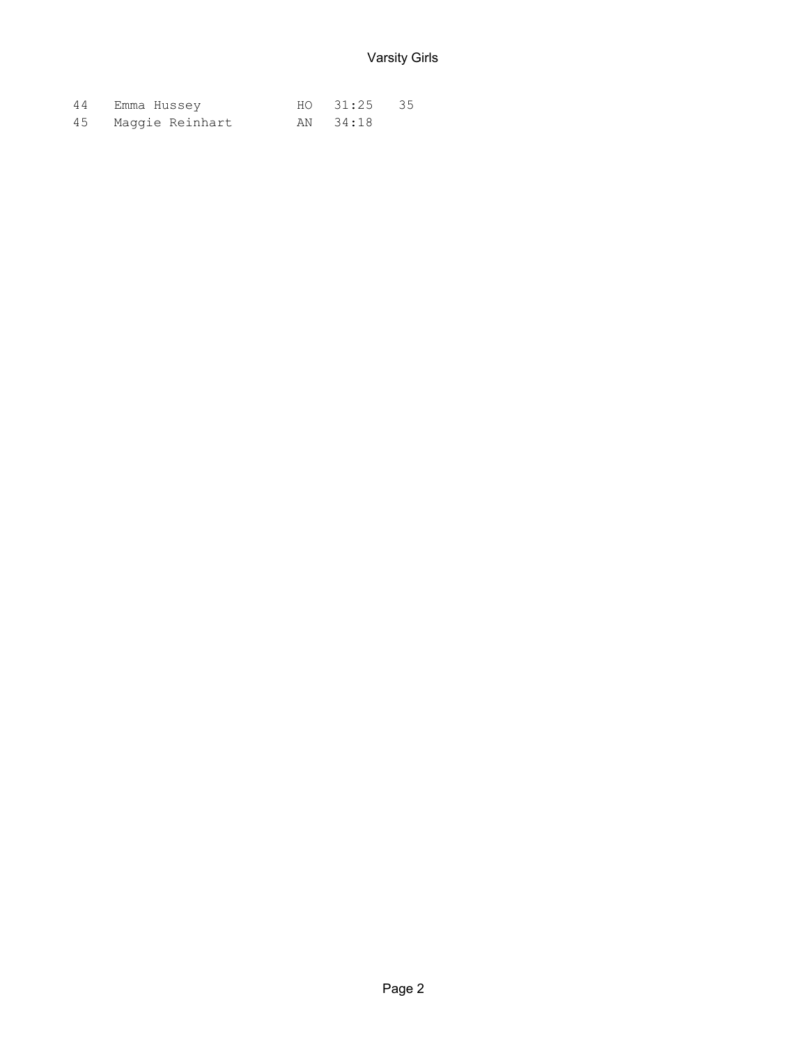# Varsity Girls

| | | | | |
|---|---|---|---|---|
| 44 | Emma Hussey | HO | 31:25 | 35 |
| 45 | Maggie Reinhart | AN | 34:18 | |